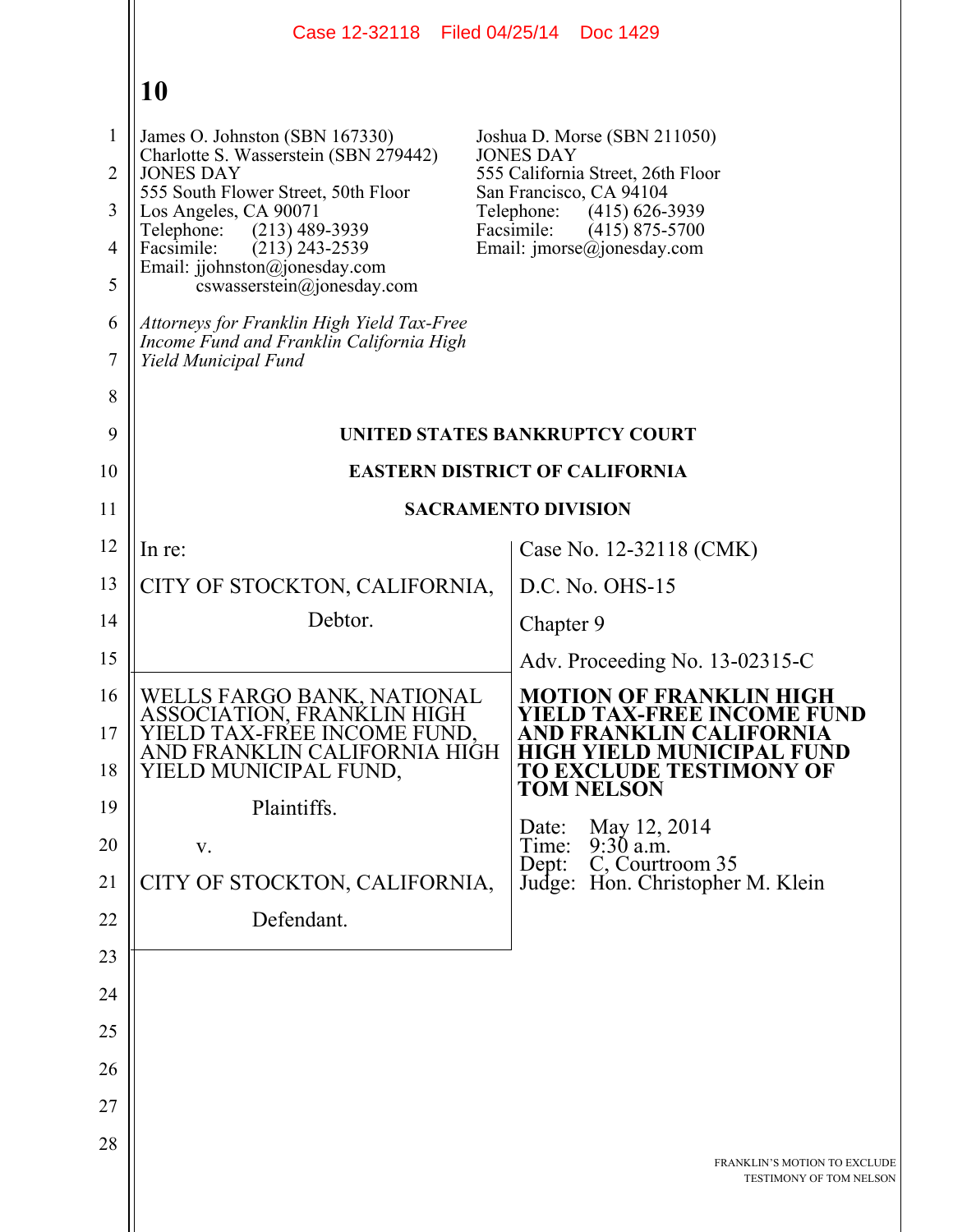James O. Johnston (SBN 167330)
Charlotte S. Wasserstein (SBN 279442)
JONES DAY
555 South Flower Street, 50th Floor
Los Angeles, CA 90071
Telephone: (213) 489-3939
Facsimile: (213) 243-2539
Email: jjohnston@jonesday.com
cswasserstein@jonesday.com

Joshua D. Morse (SBN 211050)
JONES DAY
555 California Street, 26th Floor
San Francisco, CA 94104
Telephone: (415) 626-3939
Facsimile: (415) 875-5700
Email: jmorse@jonesday.com

*Attorneys for Franklin High Yield Tax-Free Income Fund and Franklin California High Yield Municipal Fund*

**UNITED STATES BANKRUPTCY COURT**

**EASTERN DISTRICT OF CALIFORNIA**

**SACRAMENTO DIVISION**

In re:

CITY OF STOCKTON, CALIFORNIA,

Debtor.

Case No. 12-32118 (CMK)

D.C. No. OHS-15

Chapter 9

Adv. Proceeding No. 13-02315-C

WELLS FARGO BANK, NATIONAL ASSOCIATION, FRANKLIN HIGH YIELD TAX-FREE INCOME FUND, AND FRANKLIN CALIFORNIA HIGH YIELD MUNICIPAL FUND,

Plaintiffs.

v.

CITY OF STOCKTON, CALIFORNIA,

Defendant.

**MOTION OF FRANKLIN HIGH YIELD TAX-FREE INCOME FUND AND FRANKLIN CALIFORNIA HIGH YIELD MUNICIPAL FUND TO EXCLUDE TESTIMONY OF TOM NELSON**

Date: May 12, 2014
Time: 9:30 a.m.
Dept: C, Courtroom 35
Judge: Hon. Christopher M. Klein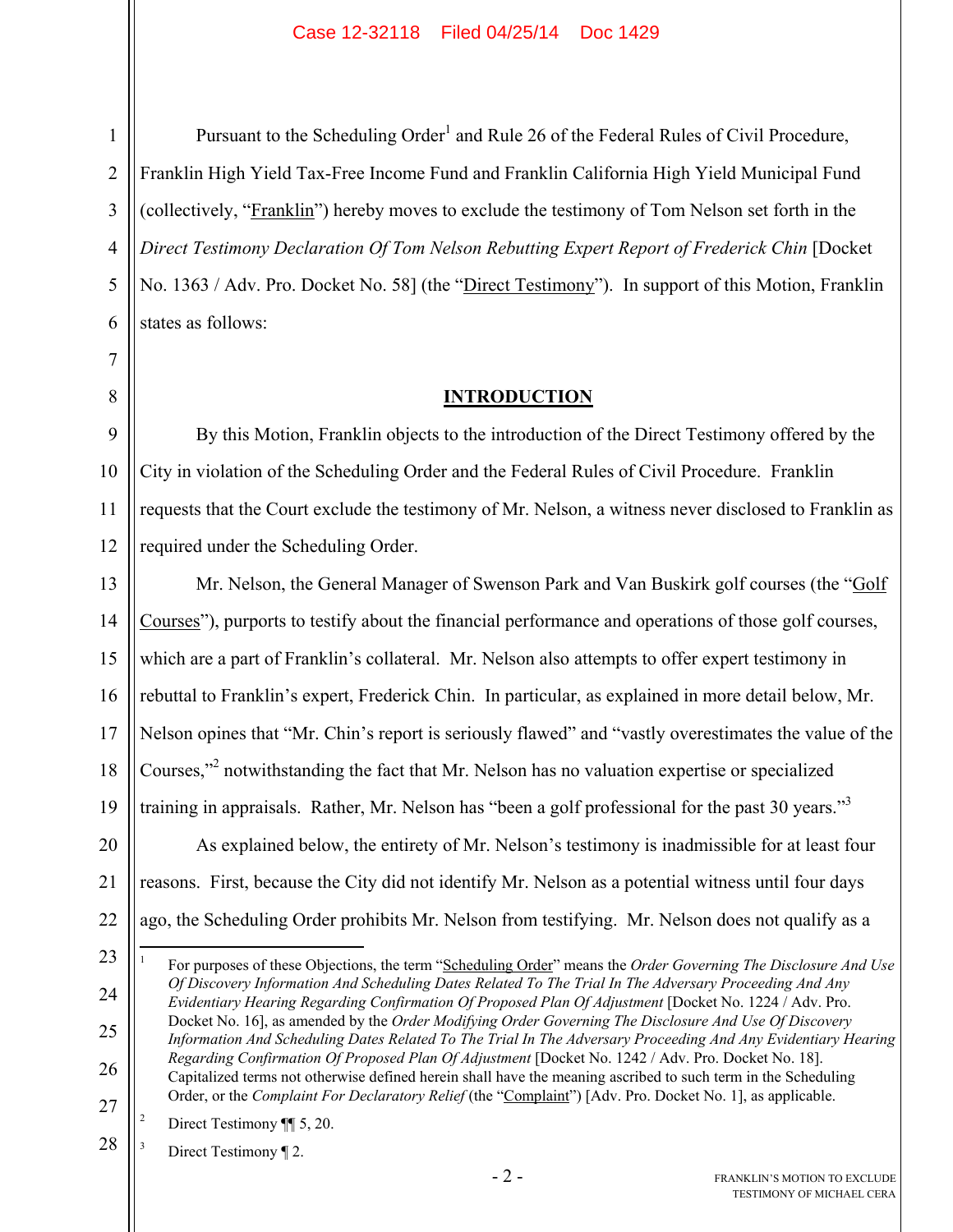Pursuant to the Scheduling Order[1] and Rule 26 of the Federal Rules of Civil Procedure, Franklin High Yield Tax-Free Income Fund and Franklin California High Yield Municipal Fund (collectively, "Franklin") hereby moves to exclude the testimony of Tom Nelson set forth in the *Direct Testimony Declaration Of Tom Nelson Rebutting Expert Report of Frederick Chin* [Docket No. 1363 / Adv. Pro. Docket No. 58] (the "Direct Testimony"). In support of this Motion, Franklin states as follows:

## INTRODUCTION

By this Motion, Franklin objects to the introduction of the Direct Testimony offered by the City in violation of the Scheduling Order and the Federal Rules of Civil Procedure. Franklin requests that the Court exclude the testimony of Mr. Nelson, a witness never disclosed to Franklin as required under the Scheduling Order.

Mr. Nelson, the General Manager of Swenson Park and Van Buskirk golf courses (the "Golf Courses"), purports to testify about the financial performance and operations of those golf courses, which are a part of Franklin's collateral. Mr. Nelson also attempts to offer expert testimony in rebuttal to Franklin's expert, Frederick Chin. In particular, as explained in more detail below, Mr. Nelson opines that "Mr. Chin's report is seriously flawed" and "vastly overestimates the value of the Courses,"[2] notwithstanding the fact that Mr. Nelson has no valuation expertise or specialized training in appraisals. Rather, Mr. Nelson has "been a golf professional for the past 30 years."[3]

As explained below, the entirety of Mr. Nelson's testimony is inadmissible for at least four reasons. First, because the City did not identify Mr. Nelson as a potential witness until four days ago, the Scheduling Order prohibits Mr. Nelson from testifying. Mr. Nelson does not qualify as a

---

[1] For purposes of these Objections, the term "Scheduling Order" means the *Order Governing The Disclosure And Use Of Discovery Information And Scheduling Dates Related To The Trial In The Adversary Proceeding And Any Evidentiary Hearing Regarding Confirmation Of Proposed Plan Of Adjustment* [Docket No. 1224 / Adv. Pro. Docket No. 16], as amended by the *Order Modifying Order Governing The Disclosure And Use Of Discovery Information And Scheduling Dates Related To The Trial In The Adversary Proceeding And Any Evidentiary Hearing Regarding Confirmation Of Proposed Plan Of Adjustment* [Docket No. 1242 / Adv. Pro. Docket No. 18]. Capitalized terms not otherwise defined herein shall have the meaning ascribed to such term in the Scheduling Order, or the *Complaint For Declaratory Relief* (the "Complaint") [Adv. Pro. Docket No. 1], as applicable.

[2] Direct Testimony ¶¶ 5, 20.

[3] Direct Testimony ¶ 2.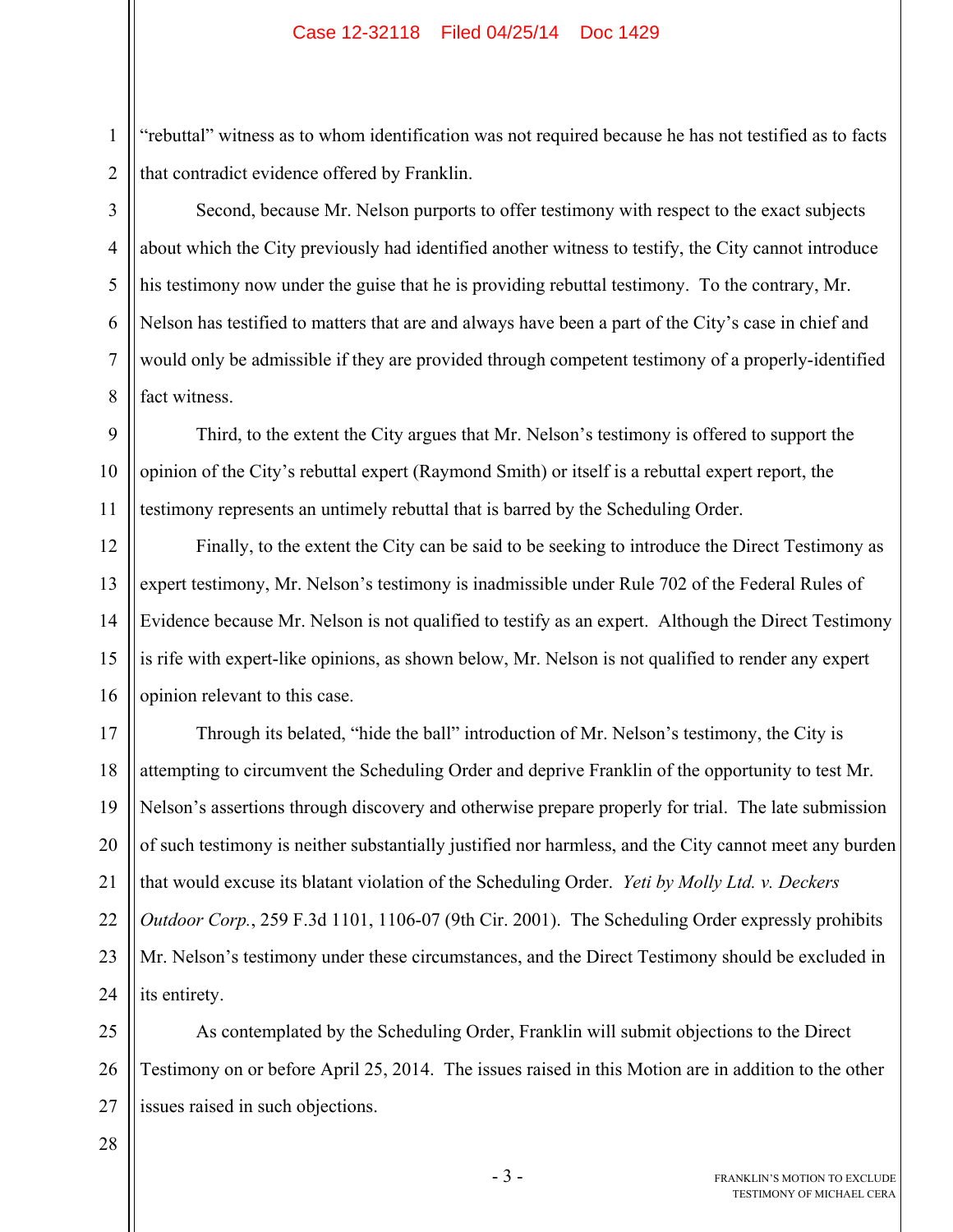"rebuttal" witness as to whom identification was not required because he has not testified as to facts that contradict evidence offered by Franklin.

Second, because Mr. Nelson purports to offer testimony with respect to the exact subjects about which the City previously had identified another witness to testify, the City cannot introduce his testimony now under the guise that he is providing rebuttal testimony. To the contrary, Mr. Nelson has testified to matters that are and always have been a part of the City's case in chief and would only be admissible if they are provided through competent testimony of a properly-identified fact witness.

Third, to the extent the City argues that Mr. Nelson's testimony is offered to support the opinion of the City's rebuttal expert (Raymond Smith) or itself is a rebuttal expert report, the testimony represents an untimely rebuttal that is barred by the Scheduling Order.

Finally, to the extent the City can be said to be seeking to introduce the Direct Testimony as expert testimony, Mr. Nelson's testimony is inadmissible under Rule 702 of the Federal Rules of Evidence because Mr. Nelson is not qualified to testify as an expert. Although the Direct Testimony is rife with expert-like opinions, as shown below, Mr. Nelson is not qualified to render any expert opinion relevant to this case.

Through its belated, "hide the ball" introduction of Mr. Nelson's testimony, the City is attempting to circumvent the Scheduling Order and deprive Franklin of the opportunity to test Mr. Nelson's assertions through discovery and otherwise prepare properly for trial. The late submission of such testimony is neither substantially justified nor harmless, and the City cannot meet any burden that would excuse its blatant violation of the Scheduling Order. *Yeti by Molly Ltd. v. Deckers Outdoor Corp.*, 259 F.3d 1101, 1106-07 (9th Cir. 2001). The Scheduling Order expressly prohibits Mr. Nelson's testimony under these circumstances, and the Direct Testimony should be excluded in its entirety.

As contemplated by the Scheduling Order, Franklin will submit objections to the Direct Testimony on or before April 25, 2014. The issues raised in this Motion are in addition to the other issues raised in such objections.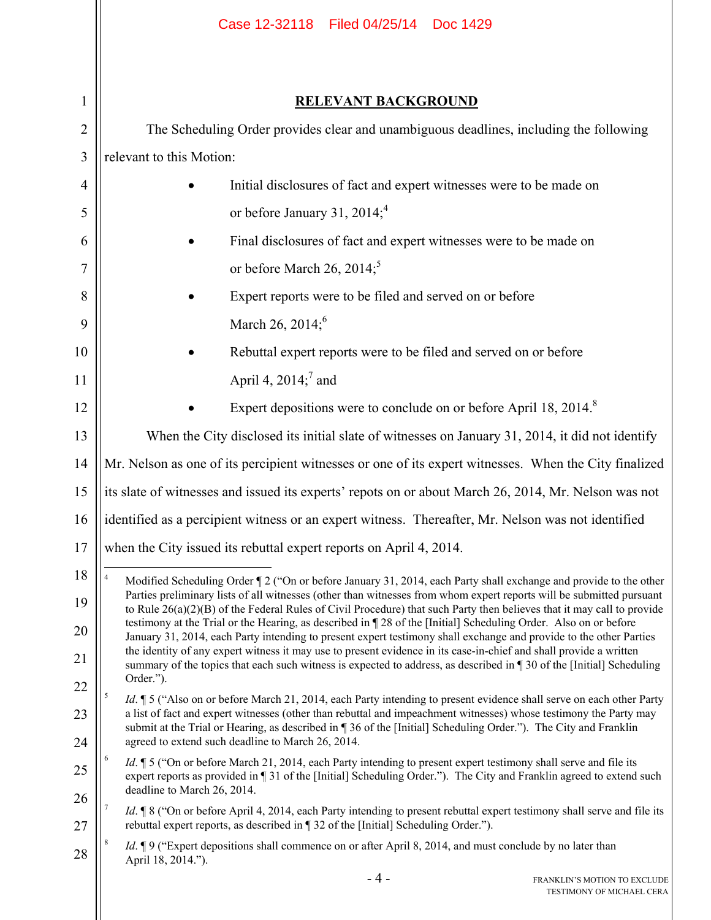## RELEVANT BACKGROUND

The Scheduling Order provides clear and unambiguous deadlines, including the following relevant to this Motion:

- Initial disclosures of fact and expert witnesses were to be made on or before January 31, 2014;[4]
- Final disclosures of fact and expert witnesses were to be made on or before March 26, 2014;[5]
- Expert reports were to be filed and served on or before March 26, 2014;[6]
- Rebuttal expert reports were to be filed and served on or before April 4, 2014;[7] and
- Expert depositions were to conclude on or before April 18, 2014.[8]

When the City disclosed its initial slate of witnesses on January 31, 2014, it did not identify Mr. Nelson as one of its percipient witnesses or one of its expert witnesses. When the City finalized its slate of witnesses and issued its experts' repots on or about March 26, 2014, Mr. Nelson was not identified as a percipient witness or an expert witness. Thereafter, Mr. Nelson was not identified when the City issued its rebuttal expert reports on April 4, 2014.

---

[4] Modified Scheduling Order ¶ 2 ("On or before January 31, 2014, each Party shall exchange and provide to the other Parties preliminary lists of all witnesses (other than witnesses from whom expert reports will be submitted pursuant to Rule 26(a)(2)(B) of the Federal Rules of Civil Procedure) that such Party then believes that it may call to provide testimony at the Trial or the Hearing, as described in ¶ 28 of the [Initial] Scheduling Order. Also on or before January 31, 2014, each Party intending to present expert testimony shall exchange and provide to the other Parties the identity of any expert witness it may use to present evidence in its case-in-chief and shall provide a written summary of the topics that each such witness is expected to address, as described in ¶ 30 of the [Initial] Scheduling Order.").

[5] *Id*. ¶ 5 ("Also on or before March 21, 2014, each Party intending to present evidence shall serve on each other Party a list of fact and expert witnesses (other than rebuttal and impeachment witnesses) whose testimony the Party may submit at the Trial or Hearing, as described in ¶ 36 of the [Initial] Scheduling Order."). The City and Franklin agreed to extend such deadline to March 26, 2014.

[6] *Id*. ¶ 5 ("On or before March 21, 2014, each Party intending to present expert testimony shall serve and file its expert reports as provided in ¶ 31 of the [Initial] Scheduling Order."). The City and Franklin agreed to extend such deadline to March 26, 2014.

[7] *Id*. ¶ 8 ("On or before April 4, 2014, each Party intending to present rebuttal expert testimony shall serve and file its rebuttal expert reports, as described in ¶ 32 of the [Initial] Scheduling Order.").

[8] *Id*. ¶ 9 ("Expert depositions shall commence on or after April 8, 2014, and must conclude by no later than April 18, 2014.").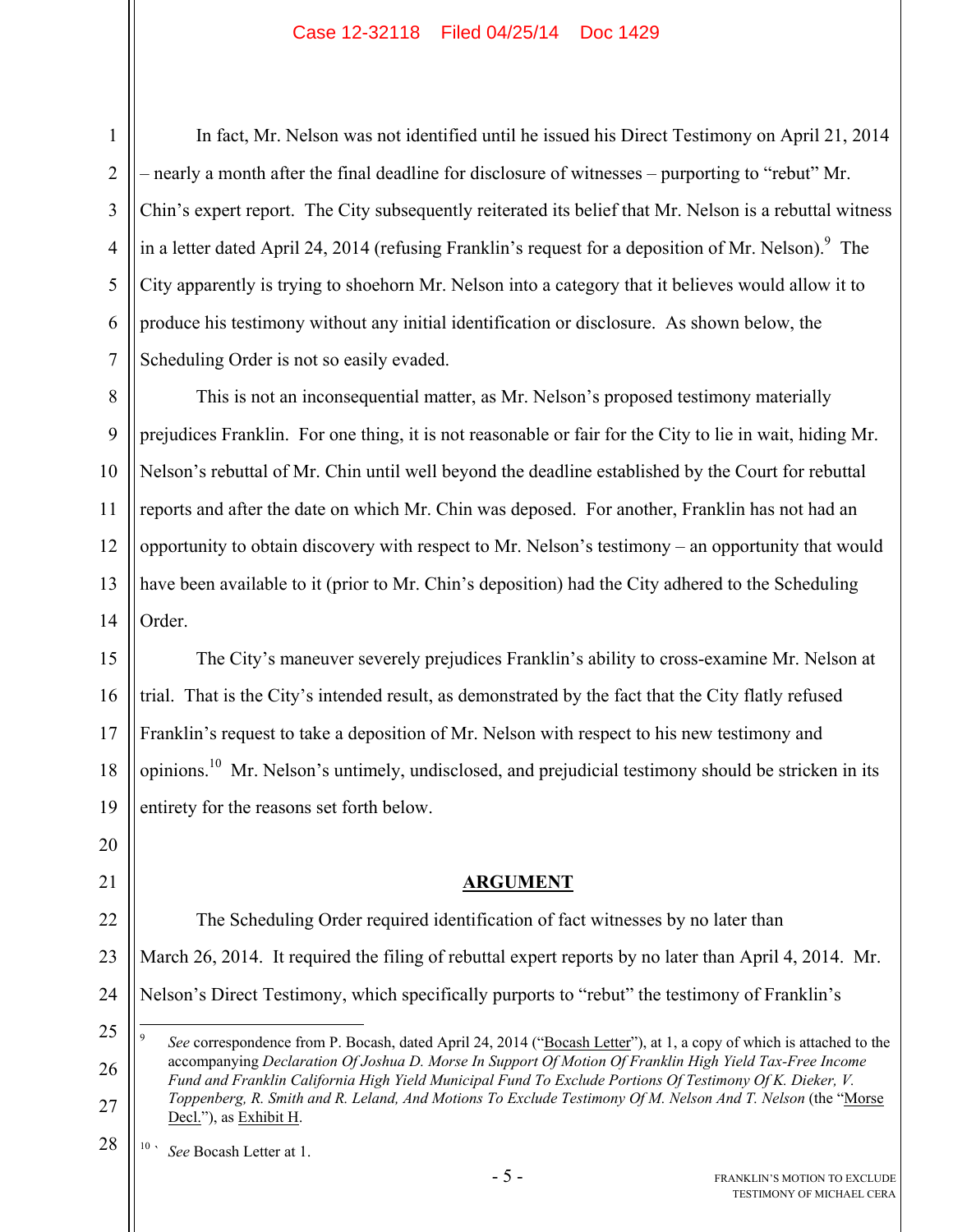In fact, Mr. Nelson was not identified until he issued his Direct Testimony on April 21, 2014 – nearly a month after the final deadline for disclosure of witnesses – purporting to "rebut" Mr. Chin's expert report. The City subsequently reiterated its belief that Mr. Nelson is a rebuttal witness in a letter dated April 24, 2014 (refusing Franklin's request for a deposition of Mr. Nelson).[9] The City apparently is trying to shoehorn Mr. Nelson into a category that it believes would allow it to produce his testimony without any initial identification or disclosure. As shown below, the Scheduling Order is not so easily evaded.

This is not an inconsequential matter, as Mr. Nelson's proposed testimony materially prejudices Franklin. For one thing, it is not reasonable or fair for the City to lie in wait, hiding Mr. Nelson's rebuttal of Mr. Chin until well beyond the deadline established by the Court for rebuttal reports and after the date on which Mr. Chin was deposed. For another, Franklin has not had an opportunity to obtain discovery with respect to Mr. Nelson's testimony – an opportunity that would have been available to it (prior to Mr. Chin's deposition) had the City adhered to the Scheduling Order.

The City's maneuver severely prejudices Franklin's ability to cross-examine Mr. Nelson at trial. That is the City's intended result, as demonstrated by the fact that the City flatly refused Franklin's request to take a deposition of Mr. Nelson with respect to his new testimony and opinions.[10] Mr. Nelson's untimely, undisclosed, and prejudicial testimony should be stricken in its entirety for the reasons set forth below.

## ARGUMENT

The Scheduling Order required identification of fact witnesses by no later than March 26, 2014. It required the filing of rebuttal expert reports by no later than April 4, 2014. Mr. Nelson's Direct Testimony, which specifically purports to "rebut" the testimony of Franklin's

---

[9] *See* correspondence from P. Bocash, dated April 24, 2014 ("Bocash Letter"), at 1, a copy of which is attached to the accompanying *Declaration Of Joshua D. Morse In Support Of Motion Of Franklin High Yield Tax-Free Income Fund and Franklin California High Yield Municipal Fund To Exclude Portions Of Testimony Of K. Dieker, V. Toppenberg, R. Smith and R. Leland, And Motions To Exclude Testimony Of M. Nelson And T. Nelson* (the "Morse Decl."), as Exhibit H.

[10] *See* Bocash Letter at 1.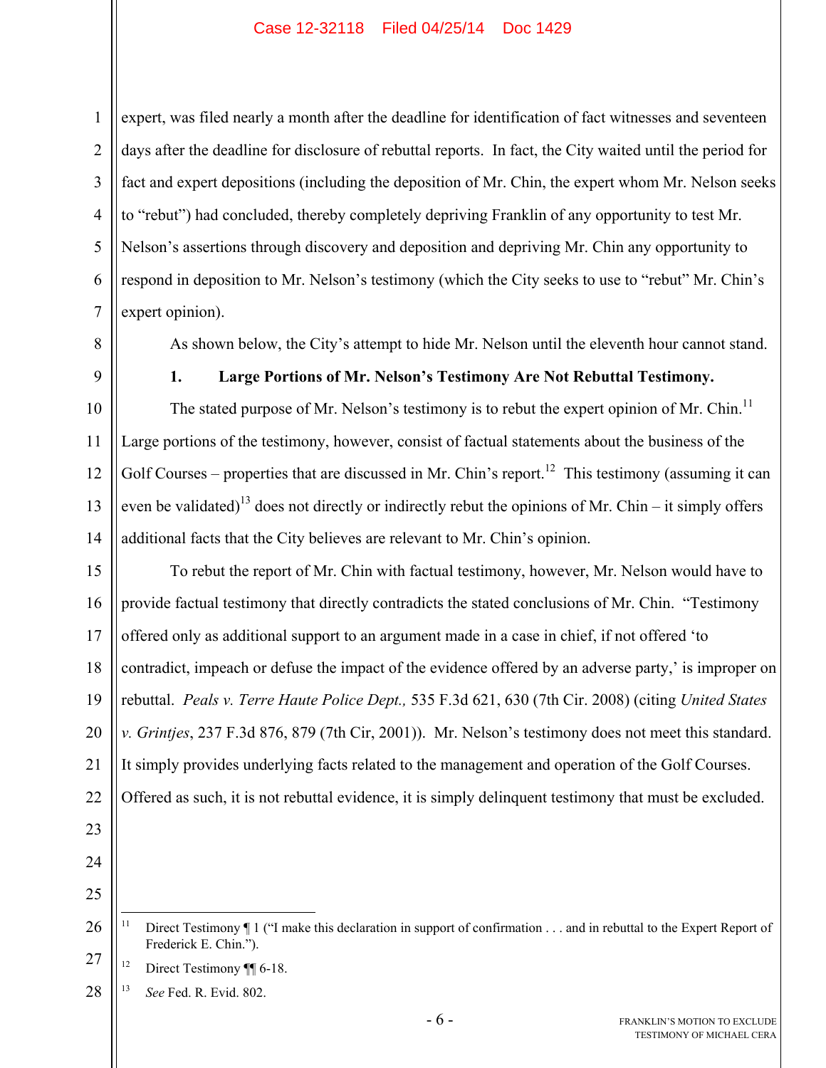expert, was filed nearly a month after the deadline for identification of fact witnesses and seventeen days after the deadline for disclosure of rebuttal reports. In fact, the City waited until the period for fact and expert depositions (including the deposition of Mr. Chin, the expert whom Mr. Nelson seeks to "rebut") had concluded, thereby completely depriving Franklin of any opportunity to test Mr. Nelson's assertions through discovery and deposition and depriving Mr. Chin any opportunity to respond in deposition to Mr. Nelson's testimony (which the City seeks to use to "rebut" Mr. Chin's expert opinion).

As shown below, the City's attempt to hide Mr. Nelson until the eleventh hour cannot stand.

**1. Large Portions of Mr. Nelson's Testimony Are Not Rebuttal Testimony.**

The stated purpose of Mr. Nelson's testimony is to rebut the expert opinion of Mr. Chin.[11] Large portions of the testimony, however, consist of factual statements about the business of the Golf Courses – properties that are discussed in Mr. Chin's report.[12] This testimony (assuming it can even be validated)[13] does not directly or indirectly rebut the opinions of Mr. Chin – it simply offers additional facts that the City believes are relevant to Mr. Chin's opinion.

To rebut the report of Mr. Chin with factual testimony, however, Mr. Nelson would have to provide factual testimony that directly contradicts the stated conclusions of Mr. Chin. "Testimony offered only as additional support to an argument made in a case in chief, if not offered 'to contradict, impeach or defuse the impact of the evidence offered by an adverse party,' is improper on rebuttal. *Peals v. Terre Haute Police Dept.,* 535 F.3d 621, 630 (7th Cir. 2008) (citing *United States v. Grintjes*, 237 F.3d 876, 879 (7th Cir, 2001)). Mr. Nelson's testimony does not meet this standard. It simply provides underlying facts related to the management and operation of the Golf Courses. Offered as such, it is not rebuttal evidence, it is simply delinquent testimony that must be excluded.

---

[11] Direct Testimony ¶ 1 ("I make this declaration in support of confirmation . . . and in rebuttal to the Expert Report of Frederick E. Chin.").

[12] Direct Testimony ¶¶ 6-18.

[13] *See* Fed. R. Evid. 802.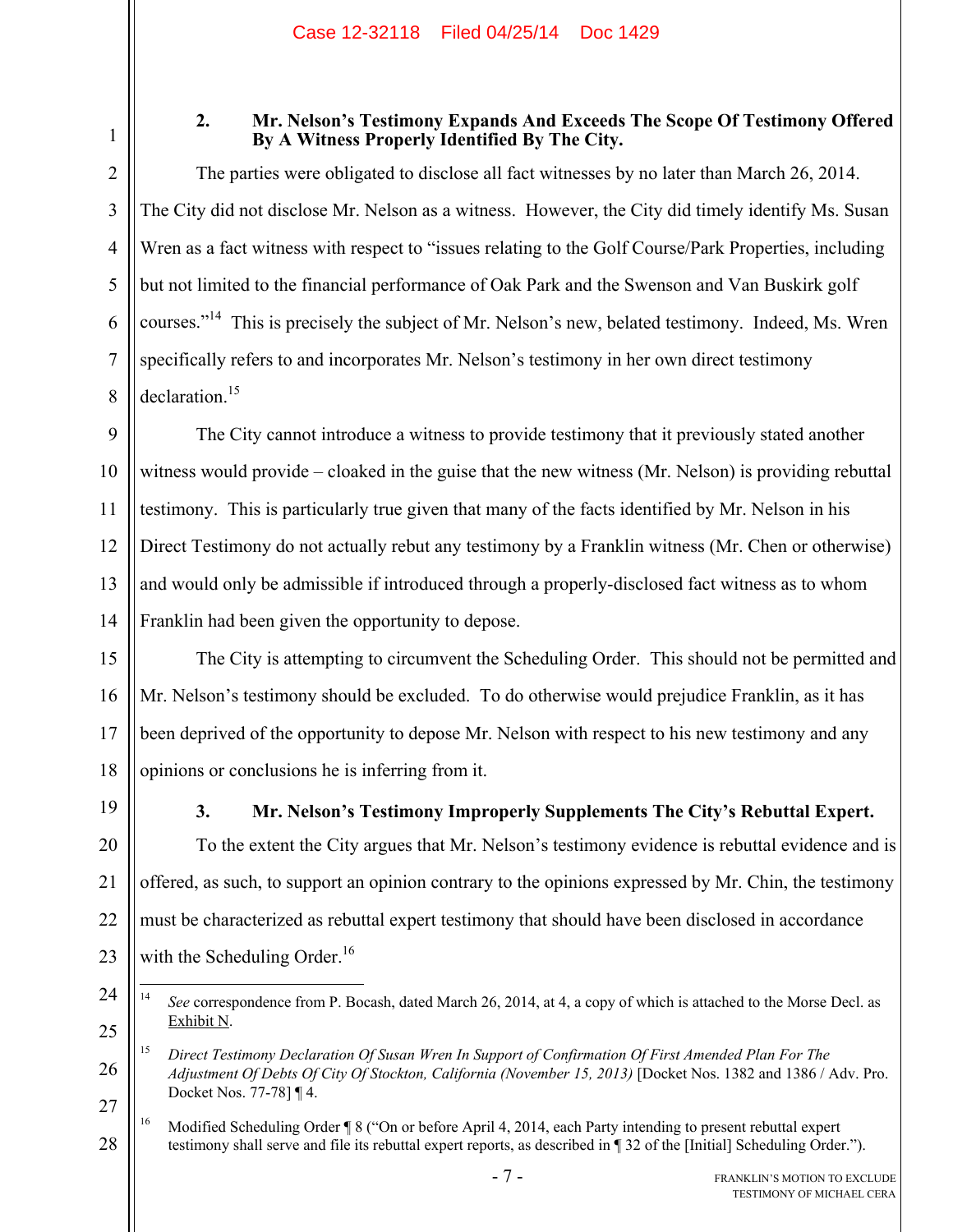### 2. Mr. Nelson's Testimony Expands And Exceeds The Scope Of Testimony Offered By A Witness Properly Identified By The City.

The parties were obligated to disclose all fact witnesses by no later than March 26, 2014. The City did not disclose Mr. Nelson as a witness. However, the City did timely identify Ms. Susan Wren as a fact witness with respect to "issues relating to the Golf Course/Park Properties, including but not limited to the financial performance of Oak Park and the Swenson and Van Buskirk golf courses."[14] This is precisely the subject of Mr. Nelson's new, belated testimony. Indeed, Ms. Wren specifically refers to and incorporates Mr. Nelson's testimony in her own direct testimony declaration.[15]

The City cannot introduce a witness to provide testimony that it previously stated another witness would provide – cloaked in the guise that the new witness (Mr. Nelson) is providing rebuttal testimony. This is particularly true given that many of the facts identified by Mr. Nelson in his Direct Testimony do not actually rebut any testimony by a Franklin witness (Mr. Chen or otherwise) and would only be admissible if introduced through a properly-disclosed fact witness as to whom Franklin had been given the opportunity to depose.

The City is attempting to circumvent the Scheduling Order. This should not be permitted and Mr. Nelson's testimony should be excluded. To do otherwise would prejudice Franklin, as it has been deprived of the opportunity to depose Mr. Nelson with respect to his new testimony and any opinions or conclusions he is inferring from it.

### 3. Mr. Nelson's Testimony Improperly Supplements The City's Rebuttal Expert.

To the extent the City argues that Mr. Nelson's testimony evidence is rebuttal evidence and is offered, as such, to support an opinion contrary to the opinions expressed by Mr. Chin, the testimony must be characterized as rebuttal expert testimony that should have been disclosed in accordance with the Scheduling Order.[16]

---

[14] *See* correspondence from P. Bocash, dated March 26, 2014, at 4, a copy of which is attached to the Morse Decl. as Exhibit N.

[15] *Direct Testimony Declaration Of Susan Wren In Support of Confirmation Of First Amended Plan For The Adjustment Of Debts Of City Of Stockton, California (November 15, 2013)* [Docket Nos. 1382 and 1386 / Adv. Pro. Docket Nos. 77-78] ¶ 4.

[16] Modified Scheduling Order ¶ 8 ("On or before April 4, 2014, each Party intending to present rebuttal expert testimony shall serve and file its rebuttal expert reports, as described in ¶ 32 of the [Initial] Scheduling Order.").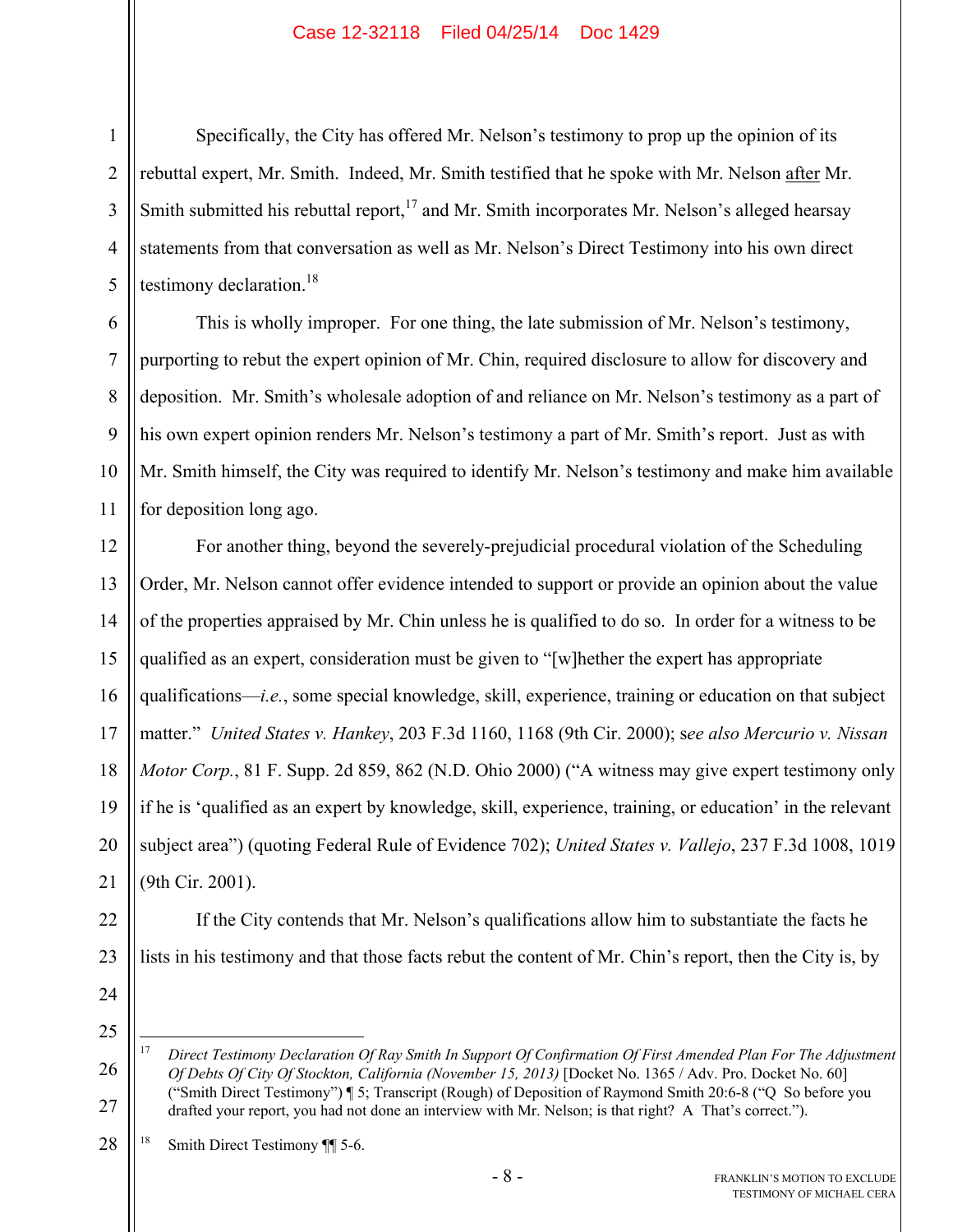Specifically, the City has offered Mr. Nelson's testimony to prop up the opinion of its rebuttal expert, Mr. Smith. Indeed, Mr. Smith testified that he spoke with Mr. Nelson after Mr. Smith submitted his rebuttal report,[17] and Mr. Smith incorporates Mr. Nelson's alleged hearsay statements from that conversation as well as Mr. Nelson's Direct Testimony into his own direct testimony declaration.[18]

This is wholly improper. For one thing, the late submission of Mr. Nelson's testimony, purporting to rebut the expert opinion of Mr. Chin, required disclosure to allow for discovery and deposition. Mr. Smith's wholesale adoption of and reliance on Mr. Nelson's testimony as a part of his own expert opinion renders Mr. Nelson's testimony a part of Mr. Smith's report. Just as with Mr. Smith himself, the City was required to identify Mr. Nelson's testimony and make him available for deposition long ago.

For another thing, beyond the severely-prejudicial procedural violation of the Scheduling Order, Mr. Nelson cannot offer evidence intended to support or provide an opinion about the value of the properties appraised by Mr. Chin unless he is qualified to do so. In order for a witness to be qualified as an expert, consideration must be given to "[w]hether the expert has appropriate qualifications—*i.e.*, some special knowledge, skill, experience, training or education on that subject matter." *United States v. Hankey*, 203 F.3d 1160, 1168 (9th Cir. 2000); s*ee also Mercurio v. Nissan Motor Corp.*, 81 F. Supp. 2d 859, 862 (N.D. Ohio 2000) ("A witness may give expert testimony only if he is 'qualified as an expert by knowledge, skill, experience, training, or education' in the relevant subject area") (quoting Federal Rule of Evidence 702); *United States v. Vallejo*, 237 F.3d 1008, 1019 (9th Cir. 2001).

If the City contends that Mr. Nelson's qualifications allow him to substantiate the facts he lists in his testimony and that those facts rebut the content of Mr. Chin's report, then the City is, by

---

[17] *Direct Testimony Declaration Of Ray Smith In Support Of Confirmation Of First Amended Plan For The Adjustment Of Debts Of City Of Stockton, California (November 15, 2013)* [Docket No. 1365 / Adv. Pro. Docket No. 60] ("Smith Direct Testimony") ¶ 5; Transcript (Rough) of Deposition of Raymond Smith 20:6-8 ("Q So before you drafted your report, you had not done an interview with Mr. Nelson; is that right? A That's correct.").

[18] Smith Direct Testimony ¶¶ 5-6.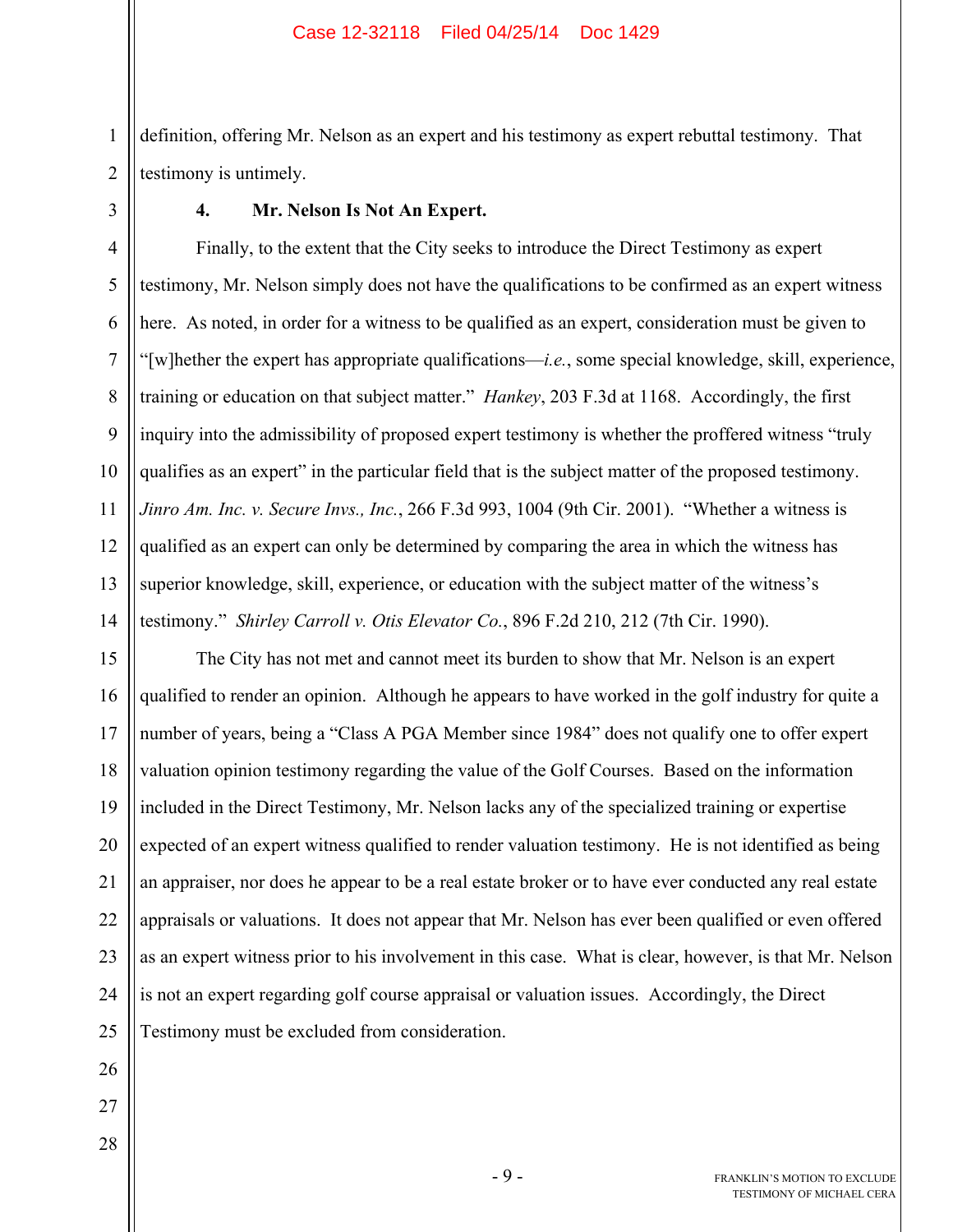definition, offering Mr. Nelson as an expert and his testimony as expert rebuttal testimony. That testimony is untimely.

#### 4. Mr. Nelson Is Not An Expert.

Finally, to the extent that the City seeks to introduce the Direct Testimony as expert testimony, Mr. Nelson simply does not have the qualifications to be confirmed as an expert witness here. As noted, in order for a witness to be qualified as an expert, consideration must be given to "[w]hether the expert has appropriate qualifications—*i.e.*, some special knowledge, skill, experience, training or education on that subject matter." *Hankey*, 203 F.3d at 1168. Accordingly, the first inquiry into the admissibility of proposed expert testimony is whether the proffered witness "truly qualifies as an expert" in the particular field that is the subject matter of the proposed testimony. *Jinro Am. Inc. v. Secure Invs., Inc.*, 266 F.3d 993, 1004 (9th Cir. 2001). "Whether a witness is qualified as an expert can only be determined by comparing the area in which the witness has superior knowledge, skill, experience, or education with the subject matter of the witness's testimony." *Shirley Carroll v. Otis Elevator Co.*, 896 F.2d 210, 212 (7th Cir. 1990).

The City has not met and cannot meet its burden to show that Mr. Nelson is an expert qualified to render an opinion. Although he appears to have worked in the golf industry for quite a number of years, being a "Class A PGA Member since 1984" does not qualify one to offer expert valuation opinion testimony regarding the value of the Golf Courses. Based on the information included in the Direct Testimony, Mr. Nelson lacks any of the specialized training or expertise expected of an expert witness qualified to render valuation testimony. He is not identified as being an appraiser, nor does he appear to be a real estate broker or to have ever conducted any real estate appraisals or valuations. It does not appear that Mr. Nelson has ever been qualified or even offered as an expert witness prior to his involvement in this case. What is clear, however, is that Mr. Nelson is not an expert regarding golf course appraisal or valuation issues. Accordingly, the Direct Testimony must be excluded from consideration.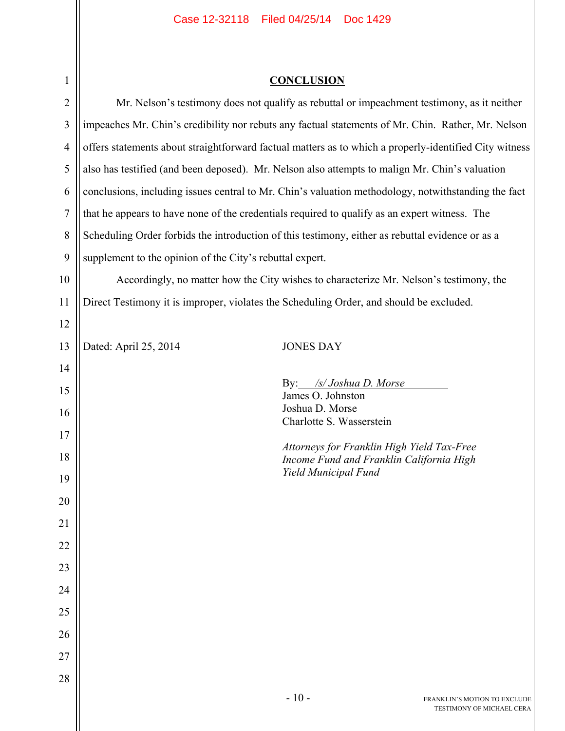## CONCLUSION

Mr. Nelson's testimony does not qualify as rebuttal or impeachment testimony, as it neither impeaches Mr. Chin's credibility nor rebuts any factual statements of Mr. Chin. Rather, Mr. Nelson offers statements about straightforward factual matters as to which a properly-identified City witness also has testified (and been deposed). Mr. Nelson also attempts to malign Mr. Chin's valuation conclusions, including issues central to Mr. Chin's valuation methodology, notwithstanding the fact that he appears to have none of the credentials required to qualify as an expert witness. The Scheduling Order forbids the introduction of this testimony, either as rebuttal evidence or as a supplement to the opinion of the City's rebuttal expert.

Accordingly, no matter how the City wishes to characterize Mr. Nelson's testimony, the Direct Testimony it is improper, violates the Scheduling Order, and should be excluded.

Dated: April 25, 2014

JONES DAY

By: *\/s/ Joshua D. Morse*
James O. Johnston
Joshua D. Morse
Charlotte S. Wasserstein

*Attorneys for Franklin High Yield Tax-Free Income Fund and Franklin California High Yield Municipal Fund*